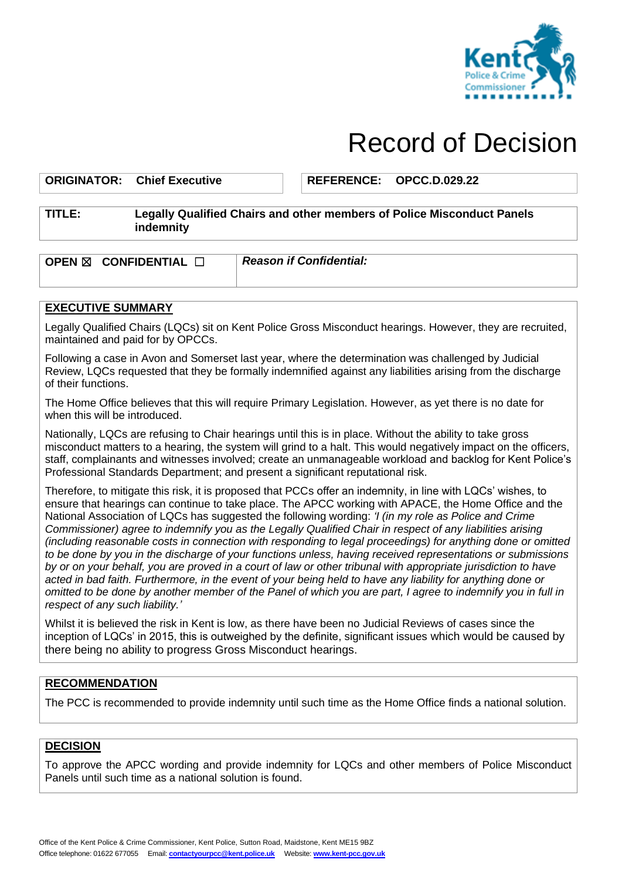# Record of Decision

| **ORIGINATOR:** **Chief Executive** | **REFERENCE:** **OPCC.D.029.22** |
|---|---|

| **TITLE:** | **Legally Qualified Chairs and other members of Police Misconduct Panels indemnity** |
|---|---|

| **OPEN** ☒ **CONFIDENTIAL** ☐ | ***Reason if Confidential:*** |
|---|---|

## EXECUTIVE SUMMARY

Legally Qualified Chairs (LQCs) sit on Kent Police Gross Misconduct hearings. However, they are recruited, maintained and paid for by OPCCs.

Following a case in Avon and Somerset last year, where the determination was challenged by Judicial Review, LQCs requested that they be formally indemnified against any liabilities arising from the discharge of their functions.

The Home Office believes that this will require Primary Legislation. However, as yet there is no date for when this will be introduced.

Nationally, LQCs are refusing to Chair hearings until this is in place. Without the ability to take gross misconduct matters to a hearing, the system will grind to a halt. This would negatively impact on the officers, staff, complainants and witnesses involved; create an unmanageable workload and backlog for Kent Police's Professional Standards Department; and present a significant reputational risk.

Therefore, to mitigate this risk, it is proposed that PCCs offer an indemnity, in line with LQCs' wishes, to ensure that hearings can continue to take place. The APCC working with APACE, the Home Office and the National Association of LQCs has suggested the following wording: *'I (in my role as Police and Crime Commissioner) agree to indemnify you as the Legally Qualified Chair in respect of any liabilities arising (including reasonable costs in connection with responding to legal proceedings) for anything done or omitted to be done by you in the discharge of your functions unless, having received representations or submissions by or on your behalf, you are proved in a court of law or other tribunal with appropriate jurisdiction to have acted in bad faith. Furthermore, in the event of your being held to have any liability for anything done or omitted to be done by another member of the Panel of which you are part, I agree to indemnify you in full in respect of any such liability.'*

Whilst it is believed the risk in Kent is low, as there have been no Judicial Reviews of cases since the inception of LQCs' in 2015, this is outweighed by the definite, significant issues which would be caused by there being no ability to progress Gross Misconduct hearings.

## RECOMMENDATION

The PCC is recommended to provide indemnity until such time as the Home Office finds a national solution.

## DECISION

To approve the APCC wording and provide indemnity for LQCs and other members of Police Misconduct Panels until such time as a national solution is found.

Office of the Kent Police & Crime Commissioner, Kent Police, Sutton Road, Maidstone, Kent ME15 9BZ
Office telephone: 01622 677055 Email: **contactyourpcc@kent.police.uk** Website: **www.kent-pcc.gov.uk**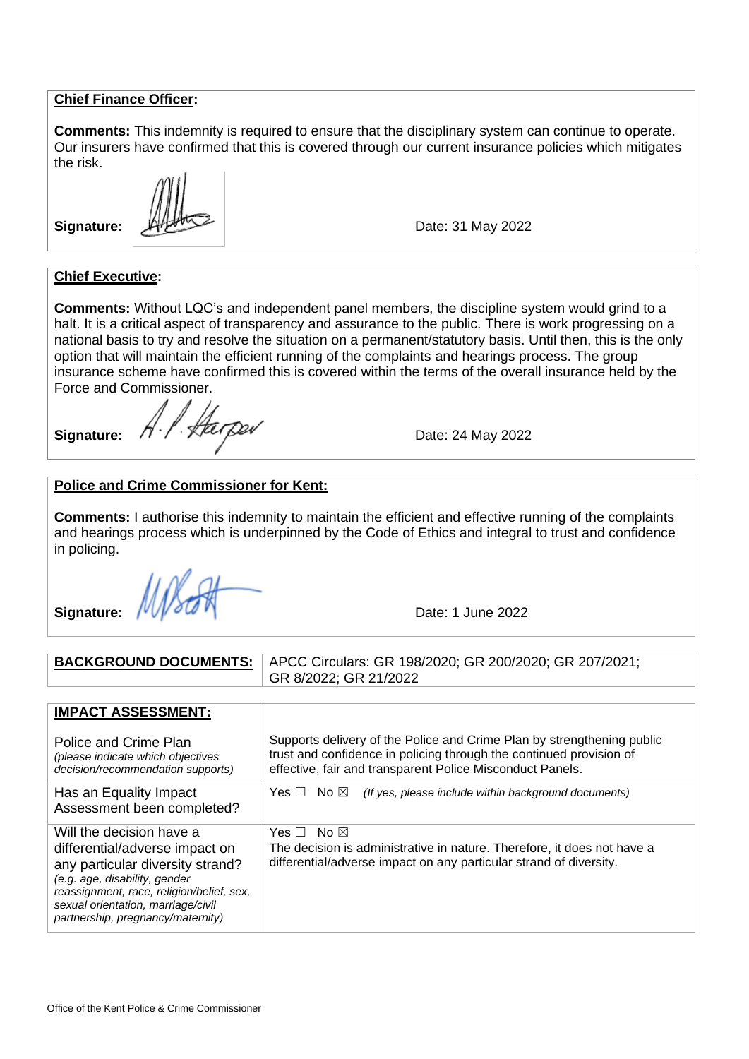**Chief Finance Officer:**

**Comments:** This indemnity is required to ensure that the disciplinary system can continue to operate. Our insurers have confirmed that this is covered through our current insurance policies which mitigates the risk.

**Signature:** Date: 31 May 2022

**Chief Executive:**

**Comments:** Without LQC's and independent panel members, the discipline system would grind to a halt. It is a critical aspect of transparency and assurance to the public. There is work progressing on a national basis to try and resolve the situation on a permanent/statutory basis. Until then, this is the only option that will maintain the efficient running of the complaints and hearings process. The group insurance scheme have confirmed this is covered within the terms of the overall insurance held by the Force and Commissioner.

**Signature:** A. P. Harper Date: 24 May 2022

**Police and Crime Commissioner for Kent:**

**Comments:** I authorise this indemnity to maintain the efficient and effective running of the complaints and hearings process which is underpinned by the Code of Ethics and integral to trust and confidence in policing.

**Signature:** Date: 1 June 2022

| | |
|---|---|
| **BACKGROUND DOCUMENTS:** | APCC Circulars: GR 198/2020; GR 200/2020; GR 207/2021; GR 8/2022; GR 21/2022 |

| **IMPACT ASSESSMENT:** | |
|---|---|
| Police and Crime Plan *(please indicate which objectives decision/recommendation supports)* | Supports delivery of the Police and Crime Plan by strengthening public trust and confidence in policing through the continued provision of effective, fair and transparent Police Misconduct Panels. |
| Has an Equality Impact Assessment been completed? | Yes ☐ No ☒ *(If yes, please include within background documents)* |
| Will the decision have a differential/adverse impact on any particular diversity strand? *(e.g. age, disability, gender reassignment, race, religion/belief, sex, sexual orientation, marriage/civil partnership, pregnancy/maternity)* | Yes ☐ No ☒ The decision is administrative in nature. Therefore, it does not have a differential/adverse impact on any particular strand of diversity. |